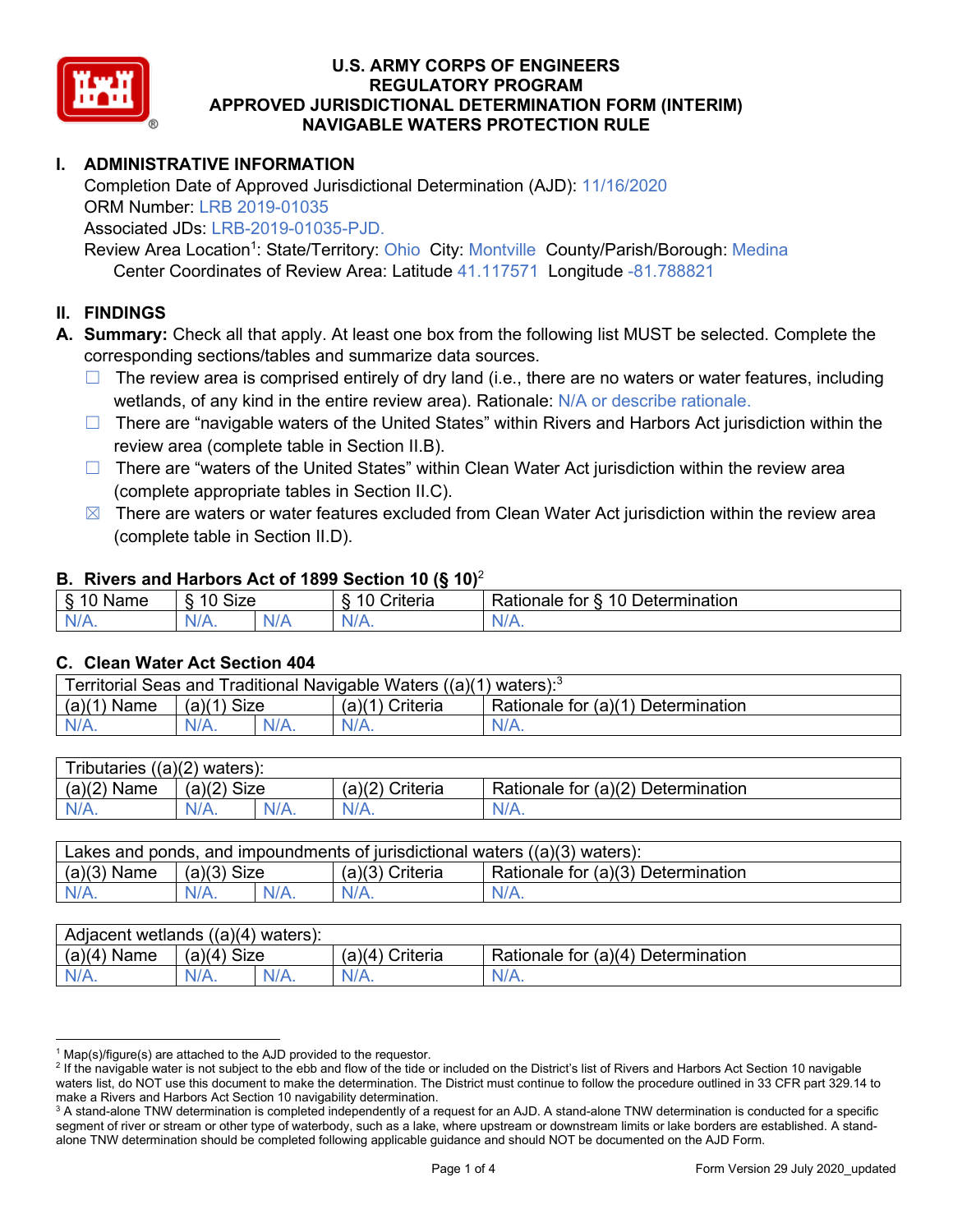# U.S. ARMY CORPS OF ENGINEERS
# REGULATORY PROGRAM
# APPROVED JURISDICTIONAL DETERMINATION FORM (INTERIM)
# NAVIGABLE WATERS PROTECTION RULE

## I. ADMINISTRATIVE INFORMATION

Completion Date of Approved Jurisdictional Determination (AJD): 11/16/2020
ORM Number: LRB 2019-01035
Associated JDs: LRB-2019-01035-PJD.
Review Area Location[1]: State/Territory: Ohio City: Montville County/Parish/Borough: Medina
Center Coordinates of Review Area: Latitude 41.117571 Longitude -81.788821

## II. FINDINGS

**A. Summary:** Check all that apply. At least one box from the following list MUST be selected. Complete the corresponding sections/tables and summarize data sources.

- ☐ The review area is comprised entirely of dry land (i.e., there are no waters or water features, including wetlands, of any kind in the entire review area). Rationale: N/A or describe rationale.
- ☐ There are "navigable waters of the United States" within Rivers and Harbors Act jurisdiction within the review area (complete table in Section II.B).
- ☐ There are "waters of the United States" within Clean Water Act jurisdiction within the review area (complete appropriate tables in Section II.C).
- ☒ There are waters or water features excluded from Clean Water Act jurisdiction within the review area (complete table in Section II.D).

### B. Rivers and Harbors Act of 1899 Section 10 (§ 10)[2]

| § 10 Name | § 10 Size | | § 10 Criteria | Rationale for § 10 Determination |
|---|---|---|---|---|
| N/A. | N/A. | N/A | N/A. | N/A. |

### C. Clean Water Act Section 404

| Territorial Seas and Traditional Navigable Waters ((a)(1) waters):[3] | | | | |
|---|---|---|---|---|
| (a)(1) Name | (a)(1) Size | | (a)(1) Criteria | Rationale for (a)(1) Determination |
| N/A. | N/A. | N/A. | N/A. | N/A. |

| Tributaries ((a)(2) waters): | | | | |
|---|---|---|---|---|
| (a)(2) Name | (a)(2) Size | | (a)(2) Criteria | Rationale for (a)(2) Determination |
| N/A. | N/A. | N/A. | N/A. | N/A. |

| Lakes and ponds, and impoundments of jurisdictional waters ((a)(3) waters): | | | | |
|---|---|---|---|---|
| (a)(3) Name | (a)(3) Size | | (a)(3) Criteria | Rationale for (a)(3) Determination |
| N/A. | N/A. | N/A. | N/A. | N/A. |

| Adjacent wetlands ((a)(4) waters): | | | | |
|---|---|---|---|---|
| (a)(4) Name | (a)(4) Size | | (a)(4) Criteria | Rationale for (a)(4) Determination |
| N/A. | N/A. | N/A. | N/A. | N/A. |

---

[1] Map(s)/figure(s) are attached to the AJD provided to the requestor.
[2] If the navigable water is not subject to the ebb and flow of the tide or included on the District's list of Rivers and Harbors Act Section 10 navigable waters list, do NOT use this document to make the determination. The District must continue to follow the procedure outlined in 33 CFR part 329.14 to make a Rivers and Harbors Act Section 10 navigability determination.
[3] A stand-alone TNW determination is completed independently of a request for an AJD. A stand-alone TNW determination is conducted for a specific segment of river or stream or other type of waterbody, such as a lake, where upstream or downstream limits or lake borders are established. A stand-alone TNW determination should be completed following applicable guidance and should NOT be documented on the AJD Form.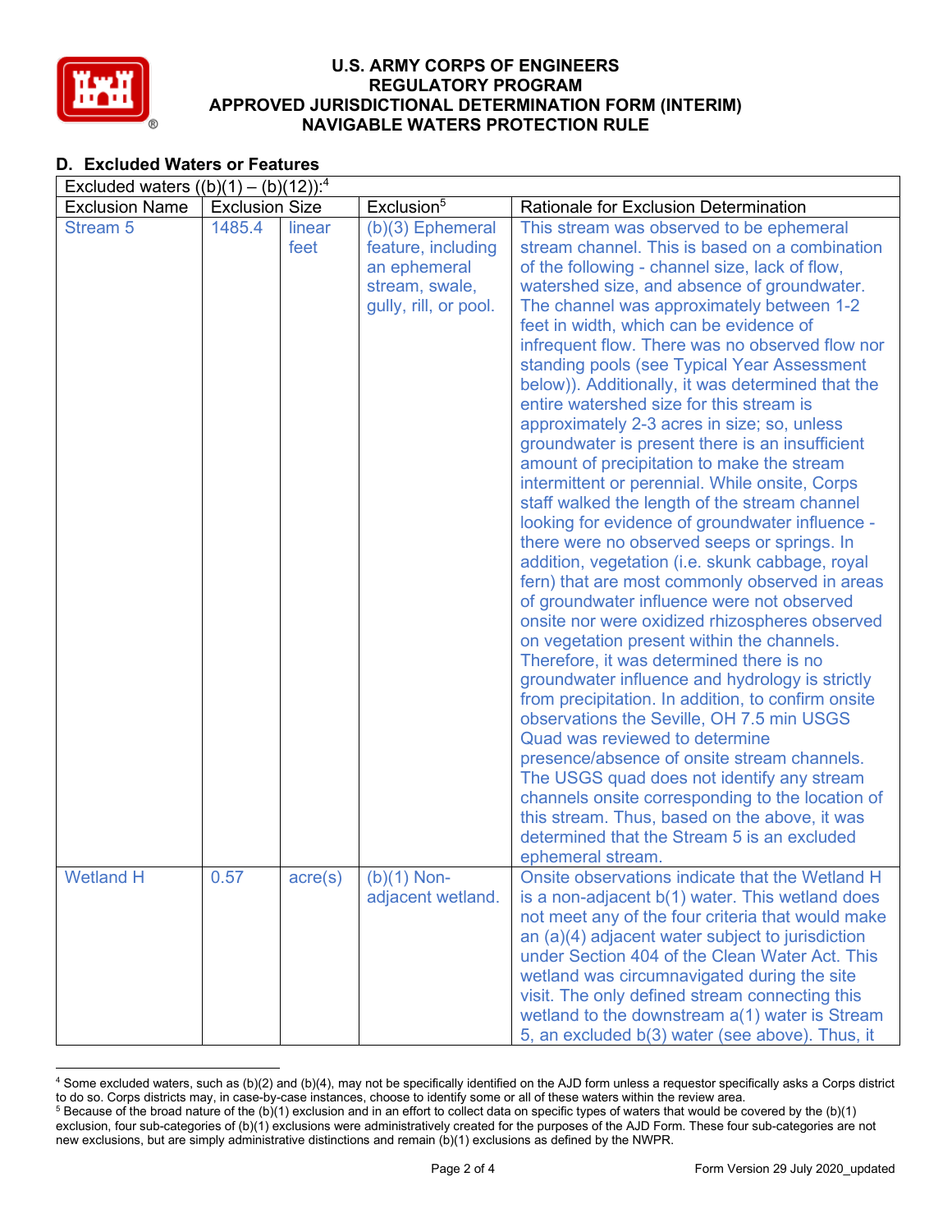# U.S. ARMY CORPS OF ENGINEERS
## REGULATORY PROGRAM
## APPROVED JURISDICTIONAL DETERMINATION FORM (INTERIM)
## NAVIGABLE WATERS PROTECTION RULE

### D. Excluded Waters or Features

| Excluded waters ((b)(1) – (b)(12)):[4] | | | | |
|---|---|---|---|---|
| Exclusion Name | Exclusion Size | | Exclusion[5] | Rationale for Exclusion Determination |
| Stream 5 | 1485.4 | linear feet | (b)(3) Ephemeral feature, including an ephemeral stream, swale, gully, rill, or pool. | This stream was observed to be ephemeral stream channel. This is based on a combination of the following - channel size, lack of flow, watershed size, and absence of groundwater. The channel was approximately between 1-2 feet in width, which can be evidence of infrequent flow. There was no observed flow nor standing pools (see Typical Year Assessment below)). Additionally, it was determined that the entire watershed size for this stream is approximately 2-3 acres in size; so, unless groundwater is present there is an insufficient amount of precipitation to make the stream intermittent or perennial. While onsite, Corps staff walked the length of the stream channel looking for evidence of groundwater influence - there were no observed seeps or springs. In addition, vegetation (i.e. skunk cabbage, royal fern) that are most commonly observed in areas of groundwater influence were not observed onsite nor were oxidized rhizospheres observed on vegetation present within the channels. Therefore, it was determined there is no groundwater influence and hydrology is strictly from precipitation. In addition, to confirm onsite observations the Seville, OH 7.5 min USGS Quad was reviewed to determine presence/absence of onsite stream channels. The USGS quad does not identify any stream channels onsite corresponding to the location of this stream. Thus, based on the above, it was determined that the Stream 5 is an excluded ephemeral stream. |
| Wetland H | 0.57 | acre(s) | (b)(1) Non-adjacent wetland. | Onsite observations indicate that the Wetland H is a non-adjacent b(1) water. This wetland does not meet any of the four criteria that would make an (a)(4) adjacent water subject to jurisdiction under Section 404 of the Clean Water Act. This wetland was circumnavigated during the site visit. The only defined stream connecting this wetland to the downstream a(1) water is Stream 5, an excluded b(3) water (see above). Thus, it |

[4] Some excluded waters, such as (b)(2) and (b)(4), may not be specifically identified on the AJD form unless a requestor specifically asks a Corps district to do so. Corps districts may, in case-by-case instances, choose to identify some or all of these waters within the review area.
[5] Because of the broad nature of the (b)(1) exclusion and in an effort to collect data on specific types of waters that would be covered by the (b)(1) exclusion, four sub-categories of (b)(1) exclusions were administratively created for the purposes of the AJD Form. These four sub-categories are not new exclusions, but are simply administrative distinctions and remain (b)(1) exclusions as defined by the NWPR.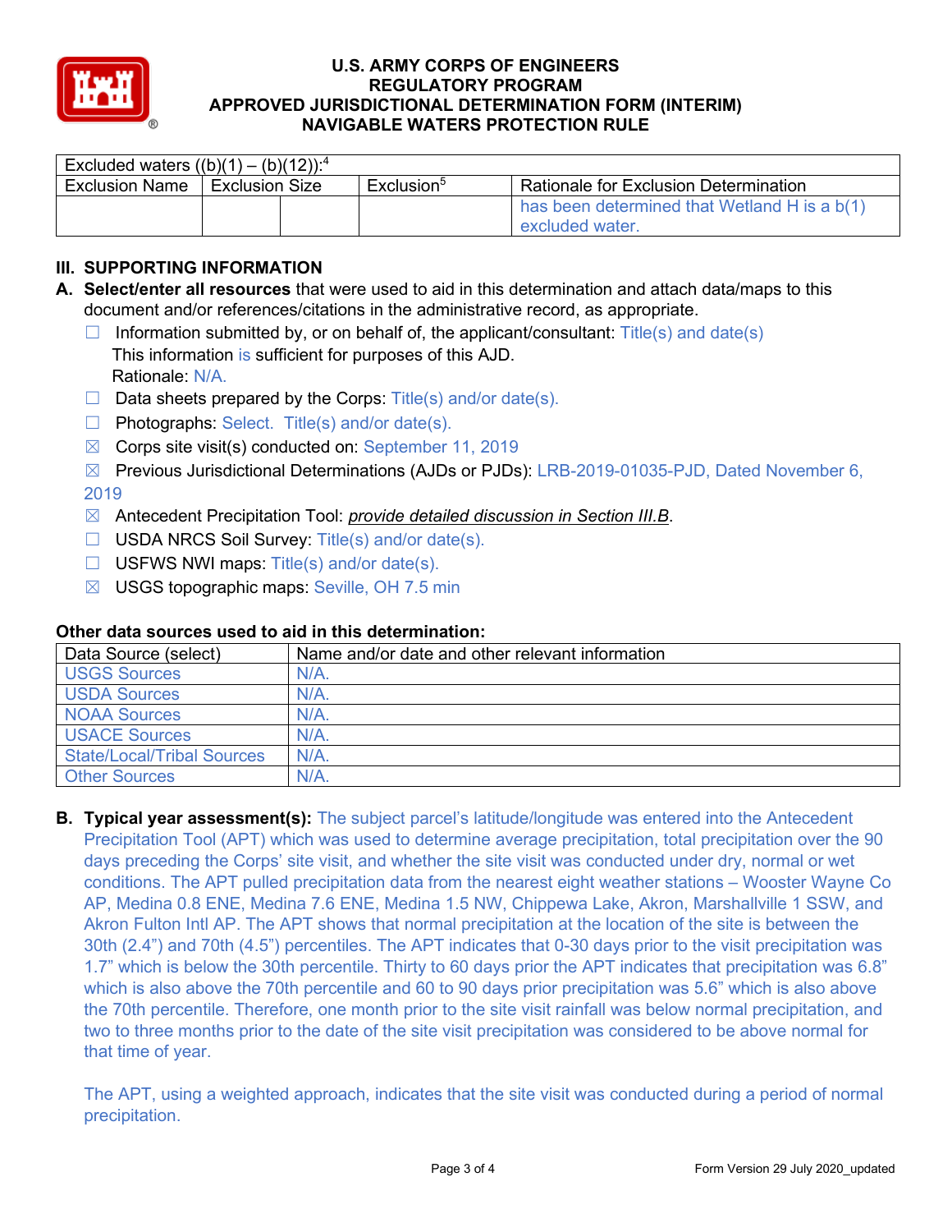# U.S. ARMY CORPS OF ENGINEERS
# REGULATORY PROGRAM
# APPROVED JURISDICTIONAL DETERMINATION FORM (INTERIM)
# NAVIGABLE WATERS PROTECTION RULE

| Excluded waters ((b)(1) – (b)(12)):[4] | | | | |
|---|---|---|---|---|
| Exclusion Name | Exclusion Size | | Exclusion[5] | Rationale for Exclusion Determination |
| | | | | has been determined that Wetland H is a b(1) excluded water. |

## III. SUPPORTING INFORMATION

**A. Select/enter all resources** that were used to aid in this determination and attach data/maps to this document and/or references/citations in the administrative record, as appropriate.

- ☐ Information submitted by, or on behalf of, the applicant/consultant: Title(s) and date(s)
  This information is sufficient for purposes of this AJD.
  Rationale: N/A.
- ☐ Data sheets prepared by the Corps: Title(s) and/or date(s).
- ☐ Photographs: Select. Title(s) and/or date(s).
- ☒ Corps site visit(s) conducted on: September 11, 2019
- ☒ Previous Jurisdictional Determinations (AJDs or PJDs): LRB-2019-01035-PJD, Dated November 6, 2019
- ☒ Antecedent Precipitation Tool: *provide detailed discussion in Section III.B*.
- ☐ USDA NRCS Soil Survey: Title(s) and/or date(s).
- ☐ USFWS NWI maps: Title(s) and/or date(s).
- ☒ USGS topographic maps: Seville, OH 7.5 min

**Other data sources used to aid in this determination:**

| Data Source (select) | Name and/or date and other relevant information |
|---|---|
| USGS Sources | N/A. |
| USDA Sources | N/A. |
| NOAA Sources | N/A. |
| USACE Sources | N/A. |
| State/Local/Tribal Sources | N/A. |
| Other Sources | N/A. |

**B. Typical year assessment(s):** The subject parcel's latitude/longitude was entered into the Antecedent Precipitation Tool (APT) which was used to determine average precipitation, total precipitation over the 90 days preceding the Corps' site visit, and whether the site visit was conducted under dry, normal or wet conditions. The APT pulled precipitation data from the nearest eight weather stations – Wooster Wayne Co AP, Medina 0.8 ENE, Medina 7.6 ENE, Medina 1.5 NW, Chippewa Lake, Akron, Marshallville 1 SSW, and Akron Fulton Intl AP. The APT shows that normal precipitation at the location of the site is between the 30th (2.4") and 70th (4.5") percentiles. The APT indicates that 0-30 days prior to the visit precipitation was 1.7" which is below the 30th percentile. Thirty to 60 days prior the APT indicates that precipitation was 6.8" which is also above the 70th percentile and 60 to 90 days prior precipitation was 5.6" which is also above the 70th percentile. Therefore, one month prior to the site visit rainfall was below normal precipitation, and two to three months prior to the date of the site visit precipitation was considered to be above normal for that time of year.

The APT, using a weighted approach, indicates that the site visit was conducted during a period of normal precipitation.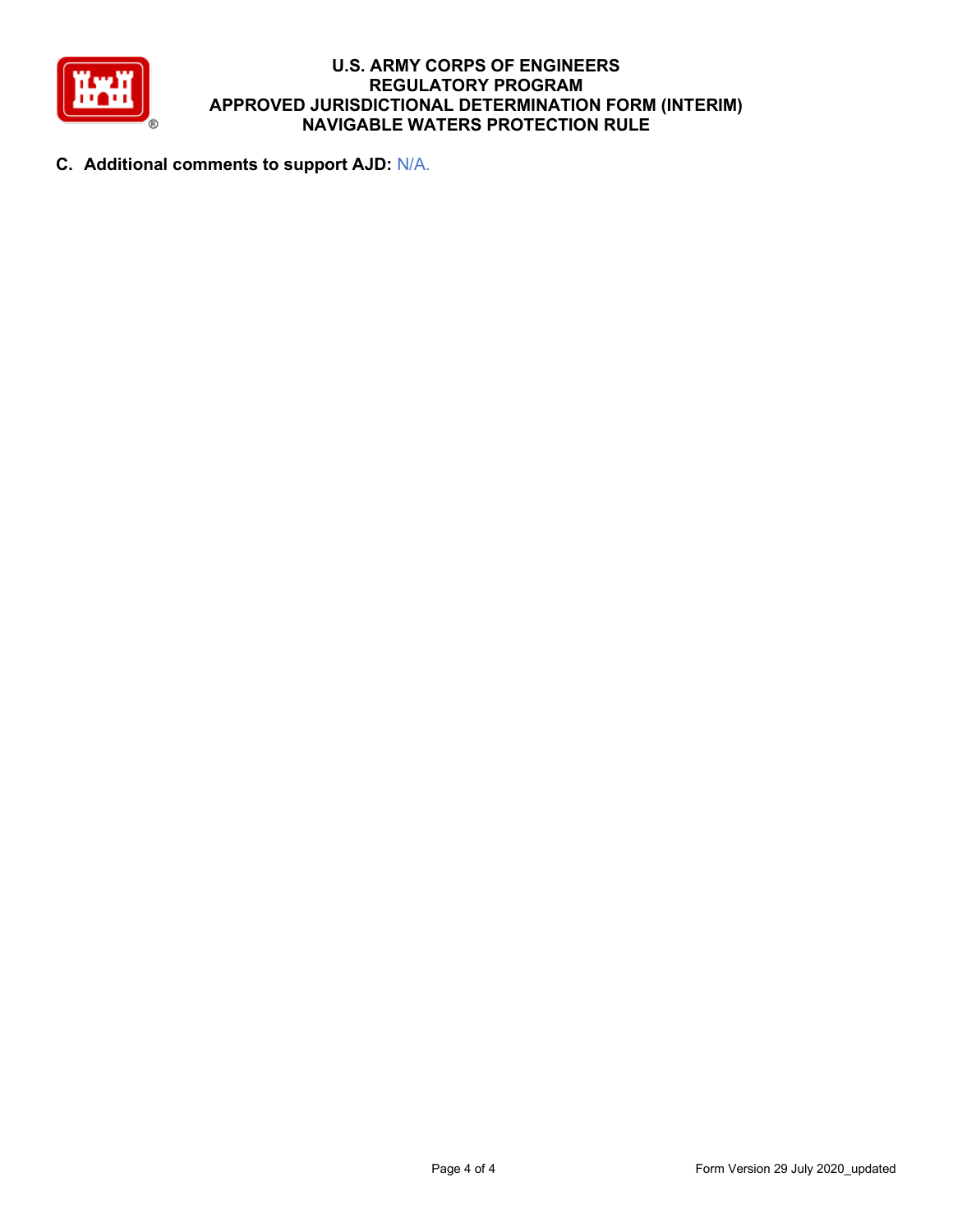**C. Additional comments to support AJD:** N/A.